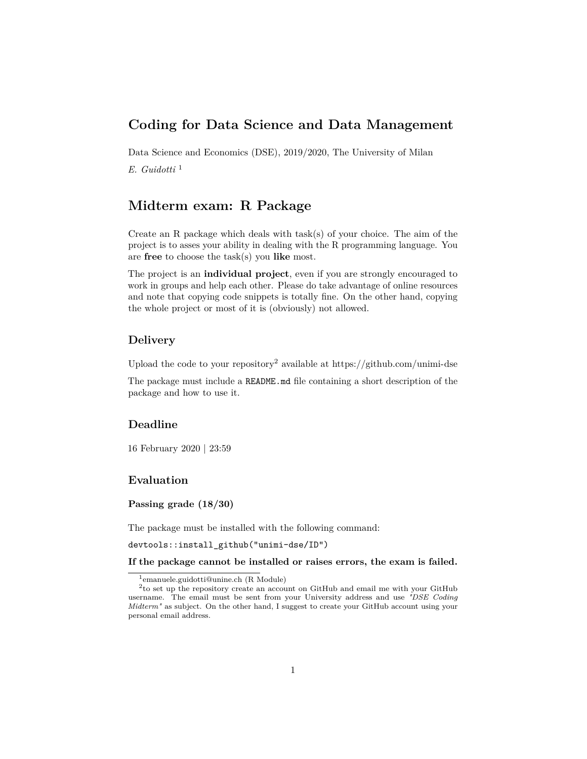# Coding for Data Science and Data Management

Data Science and Economics (DSE), 2019/2020, The University of Milan

*E. Guidotti* [1]

# Midterm exam: R Package

Create an R package which deals with task(s) of your choice. The aim of the project is to asses your ability in dealing with the R programming language. You are **free** to choose the task(s) you **like** most.

The project is an **individual project**, even if you are strongly encouraged to work in groups and help each other. Please do take advantage of online resources and note that copying code snippets is totally fine. On the other hand, copying the whole project or most of it is (obviously) not allowed.

## Delivery

Upload the code to your repository[2] available at https://github.com/unimi-dse

The package must include a `README.md` file containing a short description of the package and how to use it.

## Deadline

16 February 2020 | 23:59

## Evaluation

### Passing grade (18/30)

The package must be installed with the following command:

```
devtools::install_github("unimi-dse/ID")
```

**If the package cannot be installed or raises errors, the exam is failed.**

---

[1] emanuele.guidotti@unine.ch (R Module)

[2] to set up the repository create an account on GitHub and email me with your GitHub username. The email must be sent from your University address and use *"DSE Coding Midterm"* as subject. On the other hand, I suggest to create your GitHub account using your personal email address.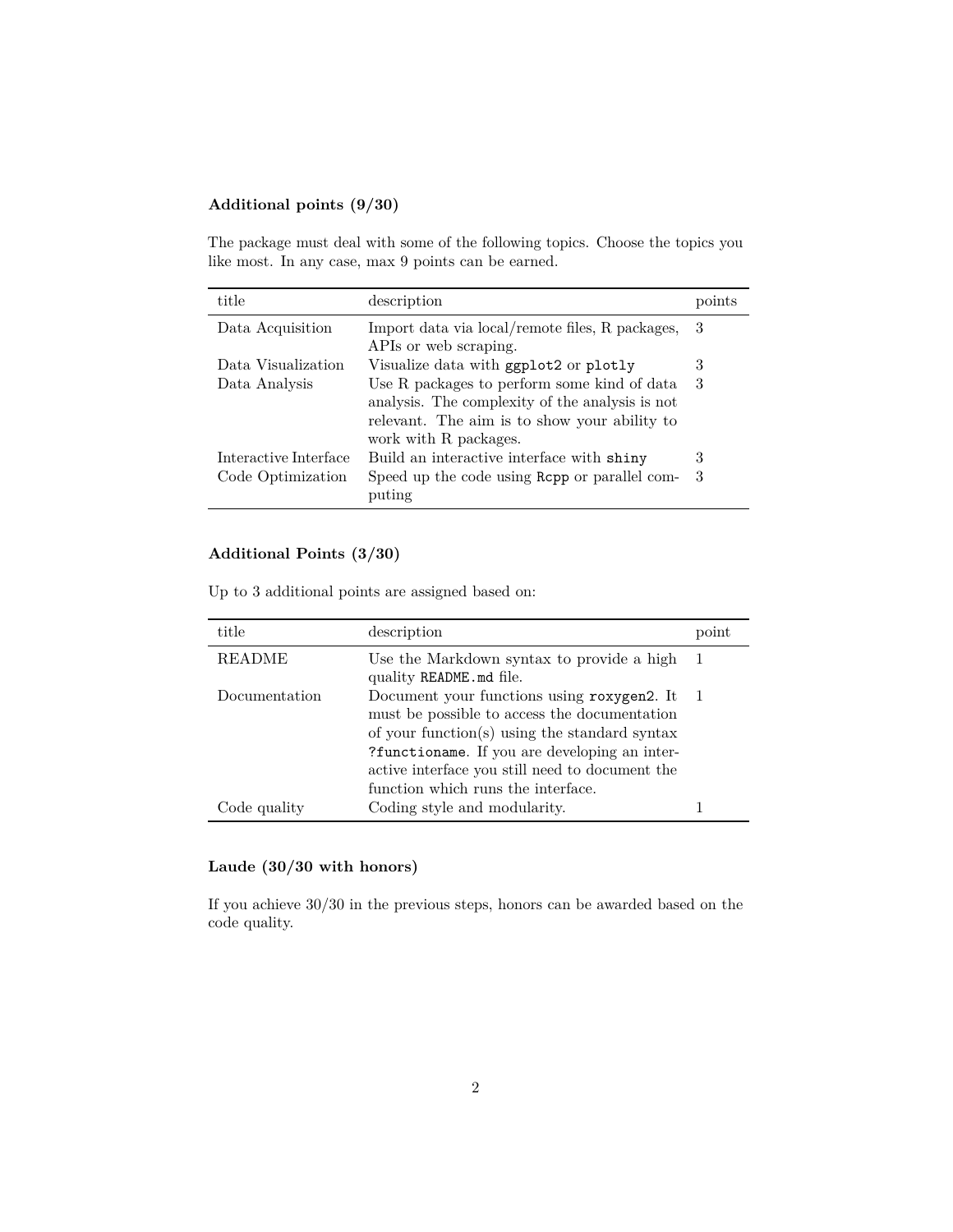**Additional points (9/30)**

The package must deal with some of the following topics. Choose the topics you like most. In any case, max 9 points can be earned.

| title | description | points |
|---|---|---|
| Data Acquisition | Import data via local/remote files, R packages, APIs or web scraping. | 3 |
| Data Visualization | Visualize data with `ggplot2` or `plotly` | 3 |
| Data Analysis | Use R packages to perform some kind of data analysis. The complexity of the analysis is not relevant. The aim is to show your ability to work with R packages. | 3 |
| Interactive Interface | Build an interactive interface with `shiny` | 3 |
| Code Optimization | Speed up the code using `Rcpp` or parallel computing | 3 |

**Additional Points (3/30)**

Up to 3 additional points are assigned based on:

| title | description | point |
|---|---|---|
| README | Use the Markdown syntax to provide a high quality `README.md` file. | 1 |
| Documentation | Document your functions using `roxygen2`. It must be possible to access the documentation of your function(s) using the standard syntax `?functioname`. If you are developing an interactive interface you still need to document the function which runs the interface. | 1 |
| Code quality | Coding style and modularity. | 1 |

**Laude (30/30 with honors)**

If you achieve 30/30 in the previous steps, honors can be awarded based on the code quality.